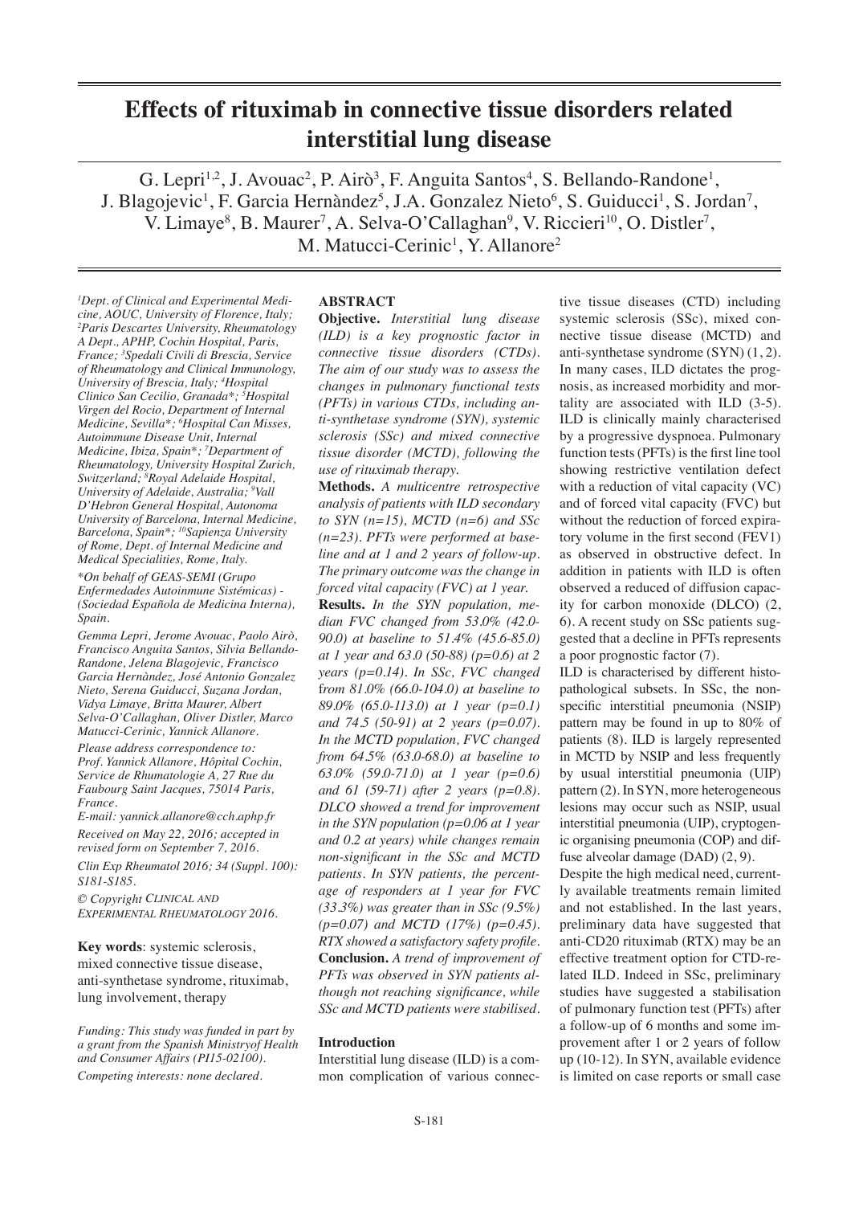# Effects of rituximab in connective tissue disorders related interstitial lung disease

G. Lepri[1,2], J. Avouac[2], P. Airò[3], F. Anguita Santos[4], S. Bellando-Randone[1], J. Blagojevic[1], F. Garcia Hernàndez[5], J.A. Gonzalez Nieto[6], S. Guiducci[1], S. Jordan[7], V. Limaye[8], B. Maurer[7], A. Selva-O'Callaghan[9], V. Riccieri[10], O. Distler[7], M. Matucci-Cerinic[1], Y. Allanore[2]

*[1]Dept. of Clinical and Experimental Medicine, AOUC, University of Florence, Italy; [2]Paris Descartes University, Rheumatology A Dept., APHP, Cochin Hospital, Paris, France; [3]Spedali Civili di Brescia, Service of Rheumatology and Clinical Immunology, University of Brescia, Italy; [4]Hospital Clinico San Cecilio, Granada\*; [5]Hospital Virgen del Rocio, Department of Internal Medicine, Sevilla\*; [6]Hospital Can Misses, Autoimmune Disease Unit, Internal Medicine, Ibiza, Spain\*; [7]Department of Rheumatology, University Hospital Zurich, Switzerland; [8]Royal Adelaide Hospital, University of Adelaide, Australia; [9]Vall D'Hebron General Hospital, Autonoma University of Barcelona, Internal Medicine, Barcelona, Spain\*; [10]Sapienza University of Rome, Dept. of Internal Medicine and Medical Specialities, Rome, Italy.*

*\*On behalf of GEAS-SEMI (Grupo Enfermedades Autoinmune Sistémicas) - (Sociedad Española de Medicina Interna), Spain.*

*Gemma Lepri, Jerome Avouac, Paolo Airò, Francisco Anguita Santos, Silvia Bellando-Randone, Jelena Blagojevic, Francisco Garcia Hernàndez, José Antonio Gonzalez Nieto, Serena Guiducci, Suzana Jordan, Vidya Limaye, Britta Maurer, Albert Selva-O'Callaghan, Oliver Distler, Marco Matucci-Cerinic, Yannick Allanore.*

*Please address correspondence to: Prof. Yannick Allanore, Hôpital Cochin, Service de Rhumatologie A, 27 Rue du Faubourg Saint Jacques, 75014 Paris, France.*
*E-mail: yannick.allanore@cch.aphp.fr*

*Received on May 22, 2016; accepted in revised form on September 7, 2016.*

*Clin Exp Rheumatol 2016; 34 (Suppl. 100): S181-S185.*

*© Copyright Clinical and Experimental Rheumatology 2016.*

**Key words**: systemic sclerosis, mixed connective tissue disease, anti-synthetase syndrome, rituximab, lung involvement, therapy

*Funding: This study was funded in part by a grant from the Spanish Ministryof Health and Consumer Affairs (PI15-02100).*
*Competing interests: none declared.*

## ABSTRACT

**Objective.** *Interstitial lung disease (ILD) is a key prognostic factor in connective tissue disorders (CTDs). The aim of our study was to assess the changes in pulmonary functional tests (PFTs) in various CTDs, including anti-synthetase syndrome (SYN), systemic sclerosis (SSc) and mixed connective tissue disorder (MCTD), following the use of rituximab therapy.*

**Methods.** *A multicentre retrospective analysis of patients with ILD secondary to SYN (n=15), MCTD (n=6) and SSc (n=23). PFTs were performed at baseline and at 1 and 2 years of follow-up. The primary outcome was the change in forced vital capacity (FVC) at 1 year.*

**Results.** *In the SYN population, median FVC changed from 53.0% (42.0-90.0) at baseline to 51.4% (45.6-85.0) at 1 year and 63.0 (50-88) (p=0.6) at 2 years (p=0.14). In SSc, FVC changed from 81.0% (66.0-104.0) at baseline to 89.0% (65.0-113.0) at 1 year (p=0.1) and 74.5 (50-91) at 2 years (p=0.07). In the MCTD population, FVC changed from 64.5% (63.0-68.0) at baseline to 63.0% (59.0-71.0) at 1 year (p=0.6) and 61 (59-71) after 2 years (p=0.8). DLCO showed a trend for improvement in the SYN population (p=0.06 at 1 year and 0.2 at years) while changes remain non-significant in the SSc and MCTD patients. In SYN patients, the percentage of responders at 1 year for FVC (33.3%) was greater than in SSc (9.5%) (p=0.07) and MCTD (17%) (p=0.45). RTX showed a satisfactory safety profile.*

**Conclusion.** *A trend of improvement of PFTs was observed in SYN patients although not reaching significance, while SSc and MCTD patients were stabilised.*

## Introduction

Interstitial lung disease (ILD) is a common complication of various connective tissue diseases (CTD) including systemic sclerosis (SSc), mixed connective tissue disease (MCTD) and anti-synthetase syndrome (SYN) (1, 2). In many cases, ILD dictates the prognosis, as increased morbidity and mortality are associated with ILD (3-5). ILD is clinically mainly characterised by a progressive dyspnoea. Pulmonary function tests (PFTs) is the first line tool showing restrictive ventilation defect with a reduction of vital capacity (VC) and of forced vital capacity (FVC) but without the reduction of forced expiratory volume in the first second (FEV1) as observed in obstructive defect. In addition in patients with ILD is often observed a reduced of diffusion capacity for carbon monoxide (DLCO) (2, 6). A recent study on SSc patients suggested that a decline in PFTs represents a poor prognostic factor (7).

ILD is characterised by different histopathological subsets. In SSc, the non-specific interstitial pneumonia (NSIP) pattern may be found in up to 80% of patients (8). ILD is largely represented in MCTD by NSIP and less frequently by usual interstitial pneumonia (UIP) pattern (2). In SYN, more heterogeneous lesions may occur such as NSIP, usual interstitial pneumonia (UIP), cryptogenic organising pneumonia (COP) and diffuse alveolar damage (DAD) (2, 9).

Despite the high medical need, currently available treatments remain limited and not established. In the last years, preliminary data have suggested that anti-CD20 rituximab (RTX) may be an effective treatment option for CTD-related ILD. Indeed in SSc, preliminary studies have suggested a stabilisation of pulmonary function test (PFTs) after a follow-up of 6 months and some improvement after 1 or 2 years of follow up (10-12). In SYN, available evidence is limited on case reports or small case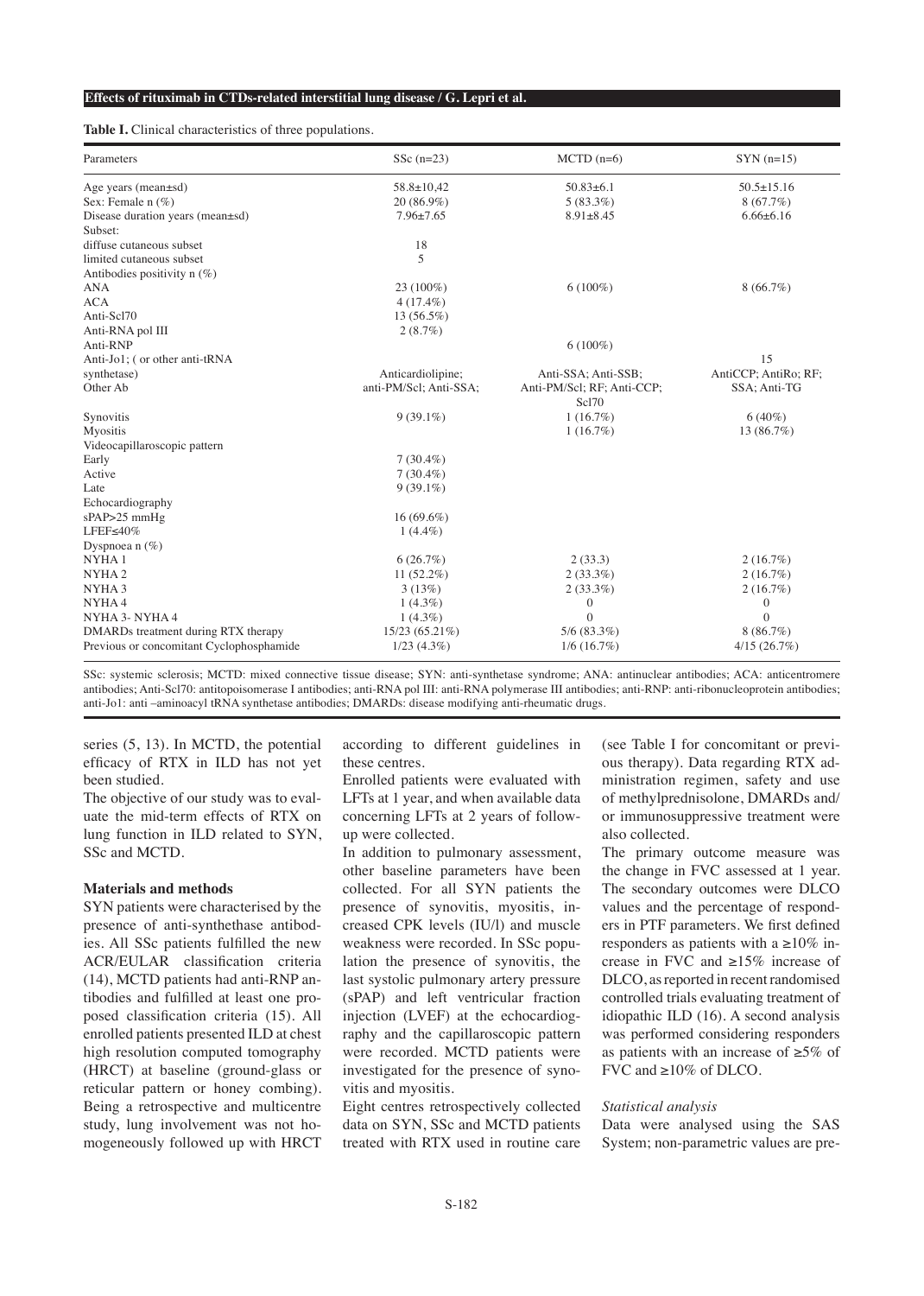**Table I.** Clinical characteristics of three populations.

| Parameters | SSc (n=23) | MCTD (n=6) | SYN (n=15) |
|---|---|---|---|
| Age years (mean±sd) | 58.8±10,42 | 50.83±6.1 | 50.5±15.16 |
| Sex: Female n (%) | 20 (86.9%) | 5 (83.3%) | 8 (67.7%) |
| Disease duration years (mean±sd) | 7.96±7.65 | 8.91±8.45 | 6.66±6.16 |
| Subset: | | | |
| diffuse cutaneous subset | 18 | | |
| limited cutaneous subset | 5 | | |
| Antibodies positivity n (%) | | | |
| ANA | 23 (100%) | 6 (100%) | 8 (66.7%) |
| ACA | 4 (17.4%) | | |
| Anti-Scl70 | 13 (56.5%) | | |
| Anti-RNA pol III | 2 (8.7%) | | |
| Anti-RNP | | 6 (100%) | |
| Anti-Jo1; ( or other anti-tRNA synthetase) | | | 15 |
| Other Ab | Anticardiolipine; anti-PM/Scl; Anti-SSA; | Anti-SSA; Anti-SSB; Anti-PM/Scl; RF; Anti-CCP; Scl70 | AntiCCP; AntiRo; RF; SSA; Anti-TG |
| Synovitis | 9 (39.1%) | 1 (16.7%) | 6 (40%) |
| Myositis | | 1 (16.7%) | 13 (86.7%) |
| Videocapillaroscopic pattern | | | |
| Early | 7 (30.4%) | | |
| Active | 7 (30.4%) | | |
| Late | 9 (39.1%) | | |
| Echocardiography | | | |
| sPAP>25 mmHg | 16 (69.6%) | | |
| LFEF≤40% | 1 (4.4%) | | |
| Dyspnoea n (%) | | | |
| NYHA 1 | 6 (26.7%) | 2 (33.3) | 2 (16.7%) |
| NYHA 2 | 11 (52.2%) | 2 (33.3%) | 2 (16.7%) |
| NYHA 3 | 3 (13%) | 2 (33.3%) | 2 (16.7%) |
| NYHA 4 | 1 (4.3%) | 0 | 0 |
| NYHA 3- NYHA 4 | 1 (4.3%) | 0 | 0 |
| DMARDs treatment during RTX therapy | 15/23 (65.21%) | 5/6 (83.3%) | 8 (86.7%) |
| Previous or concomitant Cyclophosphamide | 1/23 (4.3%) | 1/6 (16.7%) | 4/15 (26.7%) |

SSc: systemic sclerosis; MCTD: mixed connective tissue disease; SYN: anti-synthetase syndrome; ANA: antinuclear antibodies; ACA: anticentromere antibodies; Anti-Scl70: antitopoisomerase I antibodies; anti-RNA pol III: anti-RNA polymerase III antibodies; anti-RNP: anti-ribonucleoprotein antibodies; anti-Jo1: anti –aminoacyl tRNA synthetase antibodies; DMARDs: disease modifying anti-rheumatic drugs.

series (5, 13). In MCTD, the potential efficacy of RTX in ILD has not yet been studied.

The objective of our study was to evaluate the mid-term effects of RTX on lung function in ILD related to SYN, SSc and MCTD.

## Materials and methods

SYN patients were characterised by the presence of anti-synthethase antibodies. All SSc patients fulfilled the new ACR/EULAR classification criteria (14), MCTD patients had anti-RNP antibodies and fulfilled at least one proposed classification criteria (15). All enrolled patients presented ILD at chest high resolution computed tomography (HRCT) at baseline (ground-glass or reticular pattern or honey combing). Being a retrospective and multicentre study, lung involvement was not homogeneously followed up with HRCT according to different guidelines in these centres.

Enrolled patients were evaluated with LFTs at 1 year, and when available data concerning LFTs at 2 years of follow-up were collected.

In addition to pulmonary assessment, other baseline parameters have been collected. For all SYN patients the presence of synovitis, myositis, increased CPK levels (IU/l) and muscle weakness were recorded. In SSc population the presence of synovitis, the last systolic pulmonary artery pressure (sPAP) and left ventricular fraction injection (LVEF) at the echocardiography and the capillaroscopic pattern were recorded. MCTD patients were investigated for the presence of synovitis and myositis.

Eight centres retrospectively collected data on SYN, SSc and MCTD patients treated with RTX used in routine care (see Table I for concomitant or previous therapy). Data regarding RTX administration regimen, safety and use of methylprednisolone, DMARDs and/or immunosuppressive treatment were also collected.

The primary outcome measure was the change in FVC assessed at 1 year. The secondary outcomes were DLCO values and the percentage of responders in PTF parameters. We first defined responders as patients with a ≥10% increase in FVC and ≥15% increase of DLCO, as reported in recent randomised controlled trials evaluating treatment of idiopathic ILD (16). A second analysis was performed considering responders as patients with an increase of ≥5% of FVC and ≥10% of DLCO.

### *Statistical analysis*

Data were analysed using the SAS System; non-parametric values are pre-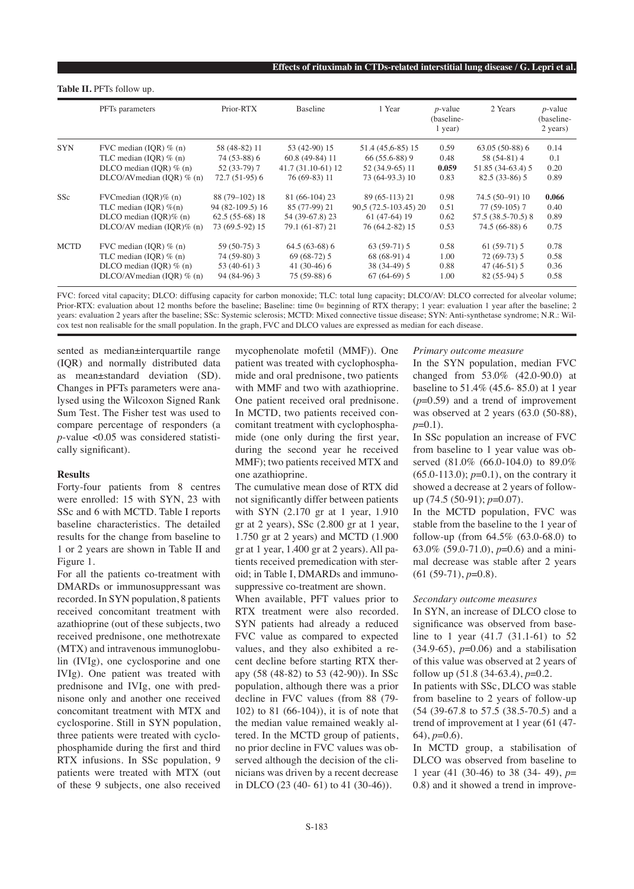**Table II.** PFTs follow up.

| | PFTs parameters | Prior-RTX | Baseline | 1 Year | *p*-value (baseline-1 year) | 2 Years | *p*-value (baseline-2 years) |
|---|---|---|---|---|---|---|---|
| SYN | FVC median (IQR) % (n) | 58 (48-82) 11 | 53 (42-90) 15 | 51.4 (45,6-85) 15 | 0.59 | 63.05 (50-88) 6 | 0.14 |
| | TLC median (IQR) % (n) | 74 (53-88) 6 | 60.8 (49-84) 11 | 66 (55.6-88) 9 | 0.48 | 58 (54-81) 4 | 0.1 |
| | DLCO median (IQR) % (n) | 52 (33-79) 7 | 41.7 (31.10-61) 12 | 52 (34.9-65) 11 | **0.059** | 51.85 (34-63.4) 5 | 0.20 |
| | DLCO/AVmedian (IQR) % (n) | 72.7 (51-95) 6 | 76 (69-83) 11 | 73 (64-93.3) 10 | 0.83 | 82.5 (33-86) 5 | 0.89 |
| SSc | FVCmedian (IQR)% (n) | 88 (79–102) 18 | 81 (66-104) 23 | 89 (65-113) 21 | 0.98 | 74.5 (50–91) 10 | **0.066** |
| | TLC median (IQR) %(n) | 94 (82-109.5) 16 | 85 (77-99) 21 | 90,5 (72.5-103.45) 20 | 0.51 | 77 (59-105) 7 | 0.40 |
| | DLCO median (IQR)% (n) | 62.5 (55-68) 18 | 54 (39-67.8) 23 | 61 (47-64) 19 | 0.62 | 57.5 (38.5-70.5) 8 | 0.89 |
| | DLCO/AV median (IQR)% (n) | 73 (69.5-92) 15 | 79.1 (61-87) 21 | 76 (64.2-82) 15 | 0.53 | 74.5 (66-88) 6 | 0.75 |
| MCTD | FVC median (IQR) % (n) | 59 (50-75) 3 | 64.5 (63-68) 6 | 63 (59-71) 5 | 0.58 | 61 (59-71) 5 | 0.78 |
| | TLC median (IQR) % (n) | 74 (59-80) 3 | 69 (68-72) 5 | 68 (68-91) 4 | 1.00 | 72 (69-73) 5 | 0.58 |
| | DLCO median (IQR) % (n) | 53 (40-61) 3 | 41 (30-46) 6 | 38 (34-49) 5 | 0.88 | 47 (46-51) 5 | 0.36 |
| | DLCO/AVmedian (IQR) % (n) | 94 (84-96) 3 | 75 (59-88) 6 | 67 (64-69) 5 | 1.00 | 82 (55-94) 5 | 0.58 |

FVC: forced vital capacity; DLCO: diffusing capacity for carbon monoxide; TLC: total lung capacity; DLCO/AV: DLCO corrected for alveolar volume; Prior-RTX: evaluation about 12 months before the baseline; Baseline: time 0= beginning of RTX therapy; 1 year: evaluation 1 year after the baseline; 2 years: evaluation 2 years after the baseline; SSc: Systemic sclerosis; MCTD: Mixed connective tissue disease; SYN: Anti-synthetase syndrome; N.R.: Wilcox test non realisable for the small population. In the graph, FVC and DLCO values are expressed as median for each disease.

sented as median±interquartile range (IQR) and normally distributed data as mean±standard deviation (SD). Changes in PFTs parameters were analysed using the Wilcoxon Signed Rank Sum Test. The Fisher test was used to compare percentage of responders (a *p*-value <0.05 was considered statistically significant).

**Results**

Forty-four patients from 8 centres were enrolled: 15 with SYN, 23 with SSc and 6 with MCTD. Table I reports baseline characteristics. The detailed results for the change from baseline to 1 or 2 years are shown in Table II and Figure 1.

For all the patients co-treatment with DMARDs or immunosuppressant was recorded. In SYN population, 8 patients received concomitant treatment with azathioprine (out of these subjects, two received prednisone, one methotrexate (MTX) and intravenous immunoglobulin (IVIg), one cyclosporine and one IVIg). One patient was treated with prednisone and IVIg, one with prednisone only and another one received concomitant treatment with MTX and cyclosporine. Still in SYN population, three patients were treated with cyclophosphamide during the first and third RTX infusions. In SSc population, 9 patients were treated with MTX (out of these 9 subjects, one also received mycophenolate mofetil (MMF)). One patient was treated with cyclophosphamide and oral prednisone, two patients with MMF and two with azathioprine. One patient received oral prednisone. In MCTD, two patients received concomitant treatment with cyclophosphamide (one only during the first year, during the second year he received MMF); two patients received MTX and one azathioprine.

The cumulative mean dose of RTX did not significantly differ between patients with SYN (2.170 gr at 1 year, 1.910 gr at 2 years), SSc (2.800 gr at 1 year, 1.750 gr at 2 years) and MCTD (1.900 gr at 1 year, 1.400 gr at 2 years). All patients received premedication with steroid; in Table I, DMARDs and immunosuppressive co-treatment are shown.

When available, PFT values prior to RTX treatment were also recorded. SYN patients had already a reduced FVC value as compared to expected values, and they also exhibited a recent decline before starting RTX therapy (58 (48-82) to 53 (42-90)). In SSc population, although there was a prior decline in FVC values (from 88 (79-102) to 81 (66-104)), it is of note that the median value remained weakly altered. In the MCTD group of patients, no prior decline in FVC values was observed although the decision of the clinicians was driven by a recent decrease in DLCO (23 (40- 61) to 41 (30-46)).

*Primary outcome measure*

In the SYN population, median FVC changed from 53.0% (42.0-90.0) at baseline to 51.4% (45.6- 85.0) at 1 year ($p$=0.59) and a trend of improvement was observed at 2 years (63.0 (50-88), $p$=0.1).

In SSc population an increase of FVC from baseline to 1 year value was observed (81.0% (66.0-104.0) to 89.0% (65.0-113.0); $p$=0.1), on the contrary it showed a decrease at 2 years of follow-up (74.5 (50-91); $p$=0.07).

In the MCTD population, FVC was stable from the baseline to the 1 year of follow-up (from 64.5% (63.0-68.0) to 63.0% (59.0-71.0), $p$=0.6) and a minimal decrease was stable after 2 years (61 (59-71), $p$=0.8).

*Secondary outcome measures*

In SYN, an increase of DLCO close to significance was observed from baseline to 1 year (41.7 (31.1-61) to 52 (34.9-65), $p$=0.06) and a stabilisation of this value was observed at 2 years of follow up (51.8 (34-63.4), $p$=0.2.

In patients with SSc, DLCO was stable from baseline to 2 years of follow-up (54 (39-67.8 to 57.5 (38.5-70.5) and a trend of improvement at 1 year (61 (47-64), $p$=0.6).

In MCTD group, a stabilisation of DLCO was observed from baseline to 1 year (41 (30-46) to 38 (34- 49), $p$= 0.8) and it showed a trend in improve-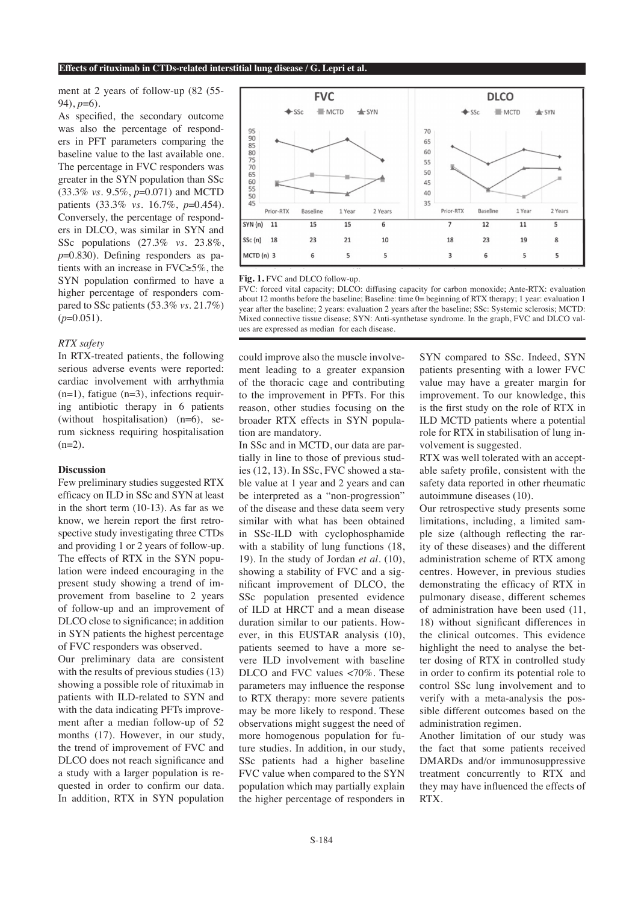ment at 2 years of follow-up (82 (55-94), $p$=6).

As specified, the secondary outcome was also the percentage of responders in PFT parameters comparing the baseline value to the last available one. The percentage in FVC responders was greater in the SYN population than SSc (33.3% *vs.* 9.5%, $p$=0.071) and MCTD patients (33.3% *vs.* 16.7%, $p$=0.454). Conversely, the percentage of responders in DLCO, was similar in SYN and SSc populations (27.3% *vs.* 23.8%, $p$=0.830). Defining responders as patients with an increase in FVC≥5%, the SYN population confirmed to have a higher percentage of responders compared to SSc patients (53.3% *vs.* 21.7%) ($p$=0.051).

*RTX safety*

In RTX-treated patients, the following serious adverse events were reported: cardiac involvement with arrhythmia (n=1), fatigue (n=3), infections requiring antibiotic therapy in 6 patients (without hospitalisation) (n=6), serum sickness requiring hospitalisation (n=2).

**Discussion**

Few preliminary studies suggested RTX efficacy on ILD in SSc and SYN at least in the short term (10-13). As far as we know, we herein report the first retrospective study investigating three CTDs and providing 1 or 2 years of follow-up. The effects of RTX in the SYN population were indeed encouraging in the present study showing a trend of improvement from baseline to 2 years of follow-up and an improvement of DLCO close to significance; in addition in SYN patients the highest percentage of FVC responders was observed.

Our preliminary data are consistent with the results of previous studies (13) showing a possible role of rituximab in patients with ILD-related to SYN and with the data indicating PFTs improvement after a median follow-up of 52 months (17). However, in our study, the trend of improvement of FVC and DLCO does not reach significance and a study with a larger population is requested in order to confirm our data. In addition, RTX in SYN population could improve also the muscle involvement leading to a greater expansion of the thoracic cage and contributing to the improvement in PFTs. For this reason, other studies focusing on the broader RTX effects in SYN population are mandatory.

| | FVC Prior-RTX | FVC Baseline | FVC 1 Year | FVC 2 Years | DLCO Prior-RTX | DLCO Baseline | DLCO 1 Year | DLCO 2 Years |
|---|---|---|---|---|---|---|---|---|
| SYN (n) | 11 | 15 | 15 | 6 | 7 | 12 | 11 | 5 |
| SSc (n) | 18 | 23 | 21 | 10 | 18 | 23 | 19 | 8 |
| MCTD (n) | 3 | 6 | 5 | 5 | 3 | 6 | 5 | 5 |

**Fig. 1.** FVC and DLCO follow-up.
FVC: forced vital capacity; DLCO: diffusing capacity for carbon monoxide; Ante-RTX: evaluation about 12 months before the baseline; Baseline: time 0= beginning of RTX therapy; 1 year: evaluation 1 year after the baseline; 2 years: evaluation 2 years after the baseline; SSc: Systemic sclerosis; MCTD: Mixed connective tissue disease; SYN: Anti-synthetase syndrome. In the graph, FVC and DLCO values are expressed as median for each disease.

In SSc and in MCTD, our data are partially in line to those of previous studies (12, 13). In SSc, FVC showed a stable value at 1 year and 2 years and can be interpreted as a "non-progression" of the disease and these data seem very similar with what has been obtained in SSc-ILD with cyclophosphamide with a stability of lung functions (18, 19). In the study of Jordan *et al.* (10), showing a stability of FVC and a significant improvement of DLCO, the SSc population presented evidence of ILD at HRCT and a mean disease duration similar to our patients. However, in this EUSTAR analysis (10), patients seemed to have a more severe ILD involvement with baseline DLCO and FVC values <70%. These parameters may influence the response to RTX therapy: more severe patients may be more likely to respond. These observations might suggest the need of more homogenous population for future studies. In addition, in our study, SSc patients had a higher baseline FVC value when compared to the SYN population which may partially explain the higher percentage of responders in SYN compared to SSc. Indeed, SYN patients presenting with a lower FVC value may have a greater margin for improvement. To our knowledge, this is the first study on the role of RTX in ILD MCTD patients where a potential role for RTX in stabilisation of lung involvement is suggested.

RTX was well tolerated with an acceptable safety profile, consistent with the safety data reported in other rheumatic autoimmune diseases (10).

Our retrospective study presents some limitations, including, a limited sample size (although reflecting the rarity of these diseases) and the different administration scheme of RTX among centres. However, in previous studies demonstrating the efficacy of RTX in pulmonary disease, different schemes of administration have been used (11, 18) without significant differences in the clinical outcomes. This evidence highlight the need to analyse the better dosing of RTX in controlled study in order to confirm its potential role to control SSc lung involvement and to verify with a meta-analysis the possible different outcomes based on the administration regimen.

Another limitation of our study was the fact that some patients received DMARDs and/or immunosuppressive treatment concurrently to RTX and they may have influenced the effects of RTX.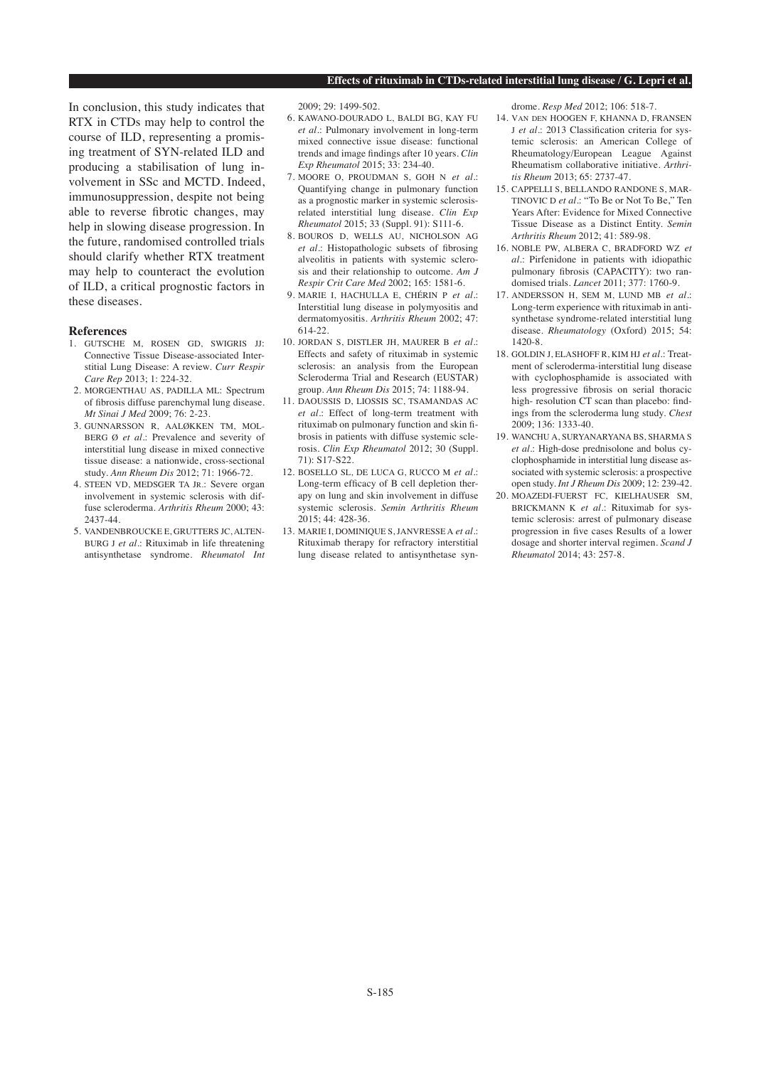In conclusion, this study indicates that RTX in CTDs may help to control the course of ILD, representing a promising treatment of SYN-related ILD and producing a stabilisation of lung involvement in SSc and MCTD. Indeed, immunosuppression, despite not being able to reverse fibrotic changes, may help in slowing disease progression. In the future, randomised controlled trials should clarify whether RTX treatment may help to counteract the evolution of ILD, a critical prognostic factors in these diseases.

## References

1. GUTSCHE M, ROSEN GD, SWIGRIS JJ: Connective Tissue Disease-associated Interstitial Lung Disease: A review. *Curr Respir Care Rep* 2013; 1: 224-32.
2. MORGENTHAU AS, PADILLA ML: Spectrum of fibrosis diffuse parenchymal lung disease. *Mt Sinai J Med* 2009; 76: 2-23.
3. GUNNARSSON R, AALØKKEN TM, MOLBERG Ø *et al.*: Prevalence and severity of interstitial lung disease in mixed connective tissue disease: a nationwide, cross-sectional study. *Ann Rheum Dis* 2012; 71: 1966-72.
4. STEEN VD, MEDSGER TA JR.: Severe organ involvement in systemic sclerosis with diffuse scleroderma. *Arthritis Rheum* 2000; 43: 2437-44.
5. VANDENBROUCKE E, GRUTTERS JC, ALTENBURG J *et al.*: Rituximab in life threatening antisynthetase syndrome. *Rheumatol Int* 2009; 29: 1499-502.
6. KAWANO-DOURADO L, BALDI BG, KAY FU *et al.*: Pulmonary involvement in long-term mixed connective issue disease: functional trends and image findings after 10 years. *Clin Exp Rheumatol* 2015; 33: 234-40.
7. MOORE O, PROUDMAN S, GOH N *et al.*: Quantifying change in pulmonary function as a prognostic marker in systemic sclerosis-related interstitial lung disease. *Clin Exp Rheumatol* 2015; 33 (Suppl. 91): S111-6.
8. BOUROS D, WELLS AU, NICHOLSON AG *et al.*: Histopathologic subsets of fibrosing alveolitis in patients with systemic sclerosis and their relationship to outcome. *Am J Respir Crit Care Med* 2002; 165: 1581-6.
9. MARIE I, HACHULLA E, CHÉRIN P *et al.*: Interstitial lung disease in polymyositis and dermatomyositis. *Arthritis Rheum* 2002; 47: 614-22.
10. JORDAN S, DISTLER JH, MAURER B *et al.*: Effects and safety of rituximab in systemic sclerosis: an analysis from the European Scleroderma Trial and Research (EUSTAR) group. *Ann Rheum Dis* 2015; 74: 1188-94.
11. DAOUSSIS D, LIOSSIS SC, TSAMANDAS AC *et al.*: Effect of long-term treatment with rituximab on pulmonary function and skin fibrosis in patients with diffuse systemic sclerosis. *Clin Exp Rheumatol* 2012; 30 (Suppl. 71): S17-S22.
12. BOSELLO SL, DE LUCA G, RUCCO M *et al.*: Long-term efficacy of B cell depletion therapy on lung and skin involvement in diffuse systemic sclerosis. *Semin Arthritis Rheum* 2015; 44: 428-36.
13. MARIE I, DOMINIQUE S, JANVRESSE A *et al.*: Rituximab therapy for refractory interstitial lung disease related to antisynthetase syndrome. *Resp Med* 2012; 106: 518-7.
14. VAN DEN HOOGEN F, KHANNA D, FRANSEN J *et al.*: 2013 Classification criteria for systemic sclerosis: an American College of Rheumatology/European League Against Rheumatism collaborative initiative. *Arthritis Rheum* 2013; 65: 2737-47.
15. CAPPELLI S, BELLANDO RANDONE S, MARTINOVIC D *et al.*: "To Be or Not To Be," Ten Years After: Evidence for Mixed Connective Tissue Disease as a Distinct Entity. *Semin Arthritis Rheum* 2012; 41: 589-98.
16. NOBLE PW, ALBERA C, BRADFORD WZ *et al.*: Pirfenidone in patients with idiopathic pulmonary fibrosis (CAPACITY): two randomised trials. *Lancet* 2011; 377: 1760-9.
17. ANDERSSON H, SEM M, LUND MB *et al.*: Long-term experience with rituximab in antisynthetase syndrome-related interstitial lung disease. *Rheumatology* (Oxford) 2015; 54: 1420-8.
18. GOLDIN J, ELASHOFF R, KIM HJ *et al.*: Treatment of scleroderma-interstitial lung disease with cyclophosphamide is associated with less progressive fibrosis on serial thoracic high- resolution CT scan than placebo: findings from the scleroderma lung study. *Chest* 2009; 136: 1333-40.
19. WANCHU A, SURYANARYANA BS, SHARMA S *et al.*: High-dose prednisolone and bolus cyclophosphamide in interstitial lung disease associated with systemic sclerosis: a prospective open study. *Int J Rheum Dis* 2009; 12: 239-42.
20. MOAZEDI-FUERST FC, KIELHAUSER SM, BRICKMANN K *et al.*: Rituximab for systemic sclerosis: arrest of pulmonary disease progression in five cases Results of a lower dosage and shorter interval regimen. *Scand J Rheumatol* 2014; 43: 257-8.